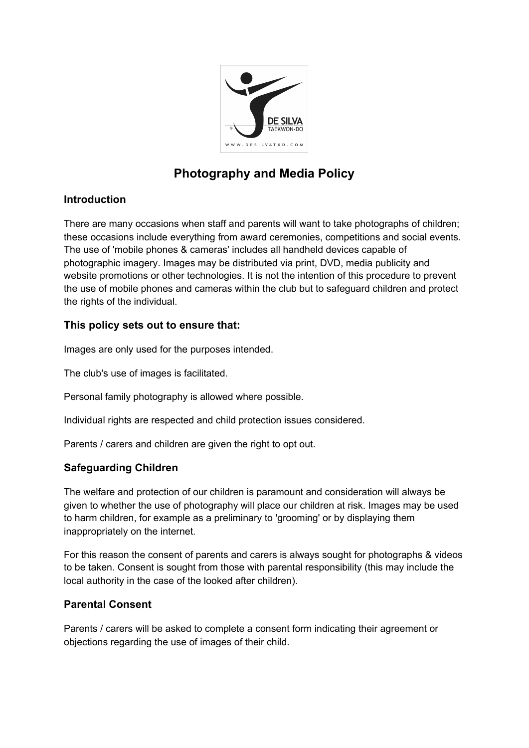# Photography and Media Policy

## Introduction

There are many occasions when staff and parents will want to take photographs of children; these occasions include everything from award ceremonies, competitions and social events. The use of 'mobile phones & cameras' includes all handheld devices capable of photographic imagery. Images may be distributed via print, DVD, media publicity and website promotions or other technologies. It is not the intention of this procedure to prevent the use of mobile phones and cameras within the club but to safeguard children and protect the rights of the individual.

## This policy sets out to ensure that:

Images are only used for the purposes intended.

The club's use of images is facilitated.

Personal family photography is allowed where possible.

Individual rights are respected and child protection issues considered.

Parents / carers and children are given the right to opt out.

## Safeguarding Children

The welfare and protection of our children is paramount and consideration will always be given to whether the use of photography will place our children at risk. Images may be used to harm children, for example as a preliminary to 'grooming' or by displaying them inappropriately on the internet.

For this reason the consent of parents and carers is always sought for photographs & videos to be taken. Consent is sought from those with parental responsibility (this may include the local authority in the case of the looked after children).

## Parental Consent

Parents / carers will be asked to complete a consent form indicating their agreement or objections regarding the use of images of their child.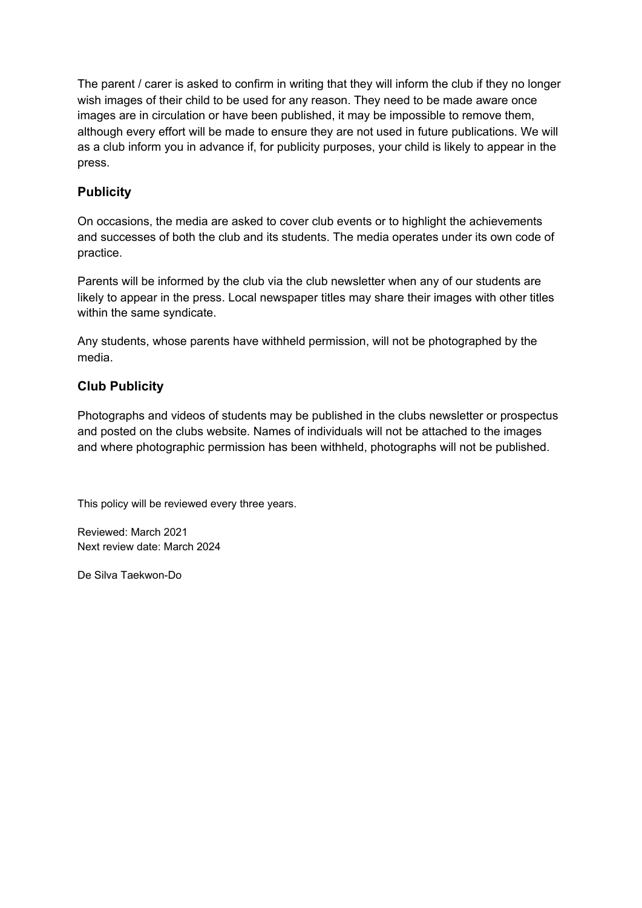The parent / carer is asked to confirm in writing that they will inform the club if they no longer wish images of their child to be used for any reason. They need to be made aware once images are in circulation or have been published, it may be impossible to remove them, although every effort will be made to ensure they are not used in future publications. We will as a club inform you in advance if, for publicity purposes, your child is likely to appear in the press.

## Publicity

On occasions, the media are asked to cover club events or to highlight the achievements and successes of both the club and its students. The media operates under its own code of practice.

Parents will be informed by the club via the club newsletter when any of our students are likely to appear in the press. Local newspaper titles may share their images with other titles within the same syndicate.

Any students, whose parents have withheld permission, will not be photographed by the media.

## Club Publicity

Photographs and videos of students may be published in the clubs newsletter or prospectus and posted on the clubs website. Names of individuals will not be attached to the images and where photographic permission has been withheld, photographs will not be published.

This policy will be reviewed every three years.

Reviewed: March 2021
Next review date: March 2024

De Silva Taekwon-Do